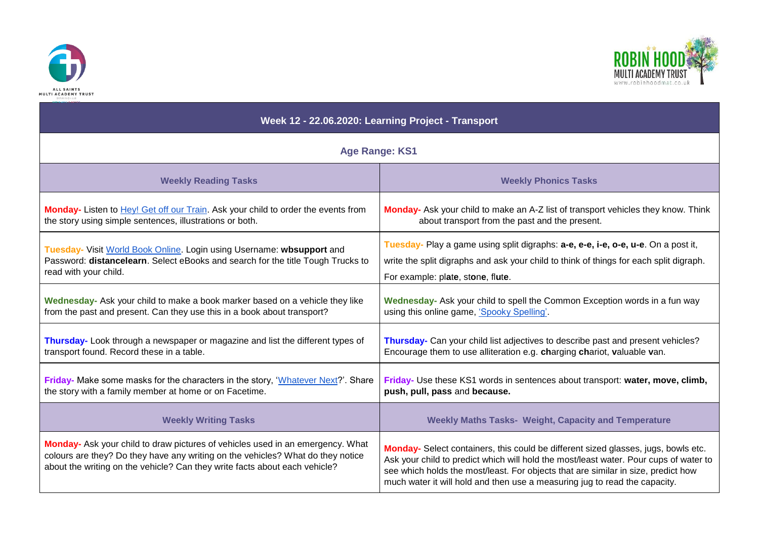## Week 12 - 22.06.2020: Learning Project - Transport

**Age Range: KS1**

| Weekly Reading Tasks | Weekly Phonics Tasks |
| --- | --- |
| **Monday-** Listen to Hey! Get off our Train. Ask your child to order the events from the story using simple sentences, illustrations or both. | **Monday-** Ask your child to make an A-Z list of transport vehicles they know. Think about transport from the past and the present. |
| **Tuesday-** Visit World Book Online. Login using Username: **wbsupport** and Password: **distancelearn**. Select eBooks and search for the title Tough Trucks to read with your child. | **Tuesday-** Play a game using split digraphs: **a-e, e-e, i-e, o-e, u-e**. On a post it, write the split digraphs and ask your child to think of things for each split digraph. For example: pl**a**t**e**, st**o**n**e**, fl**u**t**e**. |
| **Wednesday-** Ask your child to make a book marker based on a vehicle they like from the past and present. Can they use this in a book about transport? | **Wednesday-** Ask your child to spell the Common Exception words in a fun way using this online game, 'Spooky Spelling'. |
| **Thursday-** Look through a newspaper or magazine and list the different types of transport found. Record these in a table. | **Thursday-** Can your child list adjectives to describe past and present vehicles? Encourage them to use alliteration e.g. **ch**arging **ch**ariot, **v**aluable **v**an. |
| **Friday-** Make some masks for the characters in the story, 'Whatever Next?'. Share the story with a family member at home or on Facetime. | **Friday-** Use these KS1 words in sentences about transport: **water, move, climb, push, pull, pass** and **because.** |

| Weekly Writing Tasks | Weekly Maths Tasks- Weight, Capacity and Temperature |
| --- | --- |
| **Monday-** Ask your child to draw pictures of vehicles used in an emergency. What colours are they? Do they have any writing on the vehicles? What do they notice about the writing on the vehicle? Can they write facts about each vehicle? | **Monday-** Select containers, this could be different sized glasses, jugs, bowls etc. Ask your child to predict which will hold the most/least water. Pour cups of water to see which holds the most/least. For objects that are similar in size, predict how much water it will hold and then use a measuring jug to read the capacity. |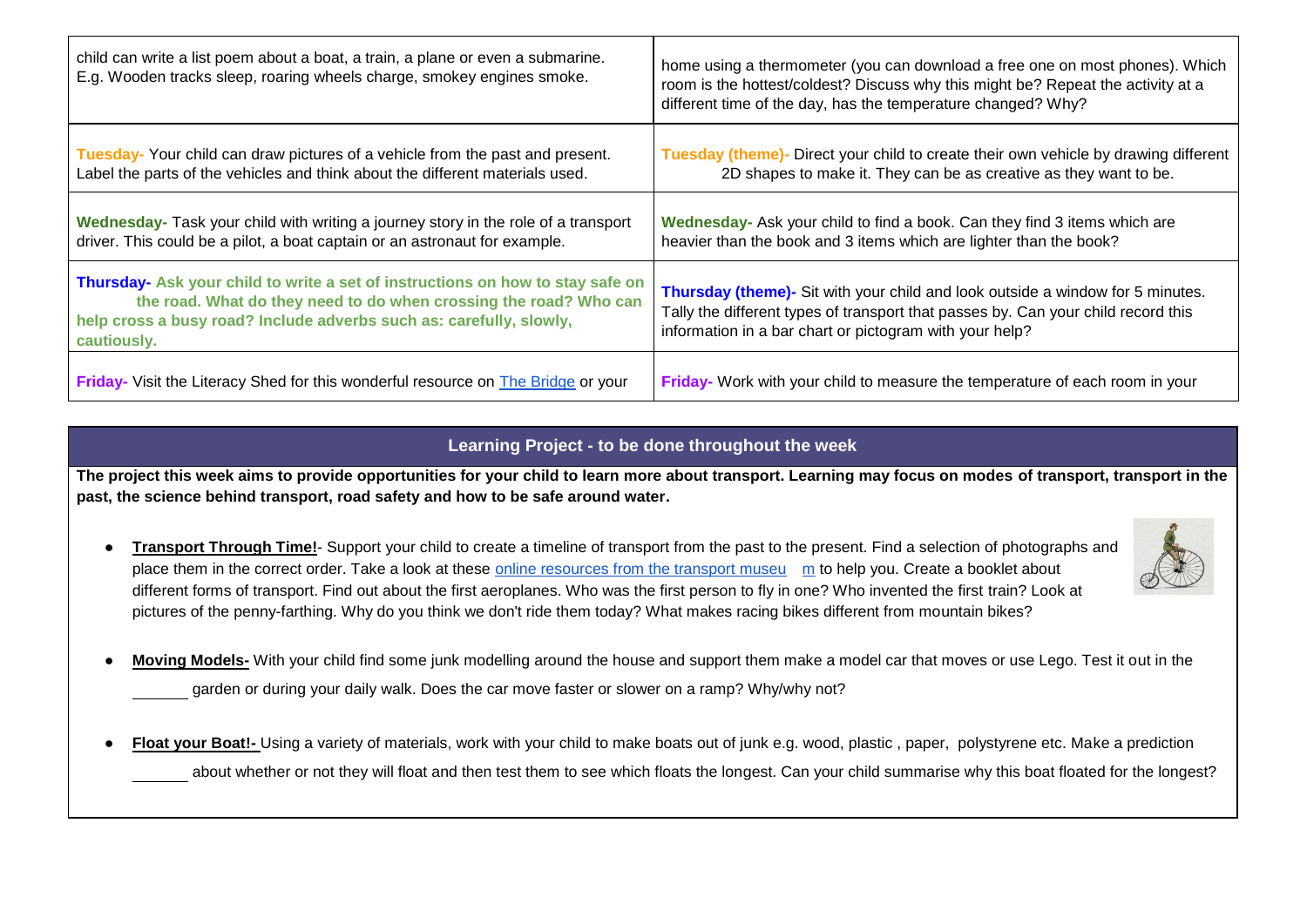| | |
|---|---|
| child can write a list poem about a boat, a train, a plane or even a submarine. E.g. Wooden tracks sleep, roaring wheels charge, smokey engines smoke. | home using a thermometer (you can download a free one on most phones). Which room is the hottest/coldest? Discuss why this might be? Repeat the activity at a different time of the day, has the temperature changed? Why? |
| **Tuesday-** Your child can draw pictures of a vehicle from the past and present. Label the parts of the vehicles and think about the different materials used. | **Tuesday (theme)-** Direct your child to create their own vehicle by drawing different 2D shapes to make it. They can be as creative as they want to be. |
| **Wednesday-** Task your child with writing a journey story in the role of a transport driver. This could be a pilot, a boat captain or an astronaut for example. | **Wednesday-** Ask your child to find a book. Can they find 3 items which are heavier than the book and 3 items which are lighter than the book? |
| **Thursday- Ask your child to write a set of instructions on how to stay safe on the road. What do they need to do when crossing the road? Who can help cross a busy road? Include adverbs such as: carefully, slowly, cautiously.** | **Thursday (theme)-** Sit with your child and look outside a window for 5 minutes. Tally the different types of transport that passes by. Can your child record this information in a bar chart or pictogram with your help? |
| **Friday-** Visit the Literacy Shed for this wonderful resource on [The Bridge](#) or your | **Friday-** Work with your child to measure the temperature of each room in your |

## Learning Project - to be done throughout the week

**The project this week aims to provide opportunities for your child to learn more about transport. Learning may focus on modes of transport, transport in the past, the science behind transport, road safety and how to be safe around water.**

- **Transport Through Time!**- Support your child to create a timeline of transport from the past to the present. Find a selection of photographs and place them in the correct order. Take a look at these [online resources from the transport museum](#) to help you. Create a booklet about different forms of transport. Find out about the first aeroplanes. Who was the first person to fly in one? Who invented the first train? Look at pictures of the penny-farthing. Why do you think we don't ride them today? What makes racing bikes different from mountain bikes?
- **Moving Models-** With your child find some junk modelling around the house and support them make a model car that moves or use Lego. Test it out in the garden or during your daily walk. Does the car move faster or slower on a ramp? Why/why not?
- **Float your Boat!-** Using a variety of materials, work with your child to make boats out of junk e.g. wood, plastic , paper, polystyrene etc. Make a prediction about whether or not they will float and then test them to see which floats the longest. Can your child summarise why this boat floated for the longest?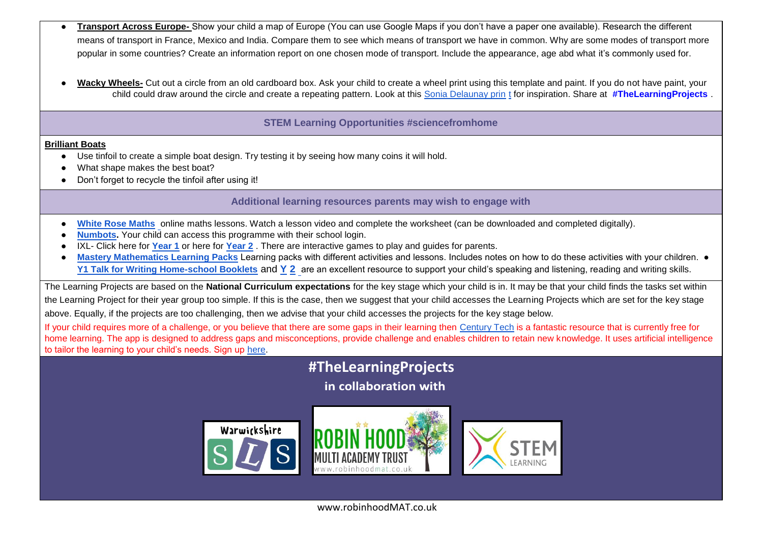- **Transport Across Europe-** Show your child a map of Europe (You can use Google Maps if you don't have a paper one available). Research the different means of transport in France, Mexico and India. Compare them to see which means of transport we have in common. Why are some modes of transport more popular in some countries? Create an information report on one chosen mode of transport. Include the appearance, age abd what it's commonly used for.

- **Wacky Wheels-** Cut out a circle from an old cardboard box. Ask your child to create a wheel print using this template and paint. If you do not have paint, your child could draw around the circle and create a repeating pattern. Look at this Sonia Delaunay prin t for inspiration. Share at **#TheLearningProjects** .

## STEM Learning Opportunities #sciencefromhome

**Brilliant Boats**

- Use tinfoil to create a simple boat design. Try testing it by seeing how many coins it will hold.
- What shape makes the best boat?
- Don't forget to recycle the tinfoil after using it!

## Additional learning resources parents may wish to engage with

- **White Rose Maths** online maths lessons. Watch a lesson video and complete the worksheet (can be downloaded and completed digitally).
- **Numbots.** Your child can access this programme with their school login.
- IXL- Click here for **Year 1** or here for **Year 2** . There are interactive games to play and guides for parents.
- **Mastery Mathematics Learning Packs** Learning packs with different activities and lessons. Includes notes on how to do these activities with your children.
- **Y1 Talk for Writing Home-school Booklets** and **Y 2** are an excellent resource to support your child's speaking and listening, reading and writing skills.

The Learning Projects are based on the **National Curriculum expectations** for the key stage which your child is in. It may be that your child finds the tasks set within the Learning Project for their year group too simple. If this is the case, then we suggest that your child accesses the Learning Projects which are set for the key stage above. Equally, if the projects are too challenging, then we advise that your child accesses the projects for the key stage below.

If your child requires more of a challenge, or you believe that there are some gaps in their learning then Century Tech is a fantastic resource that is currently free for home learning. The app is designed to address gaps and misconceptions, provide challenge and enables children to retain new knowledge. It uses artificial intelligence to tailor the learning to your child's needs. Sign up here.

## #TheLearningProjects

**in collaboration with**

Warwickshire SLS

ROBIN HOOD MULTI ACADEMY TRUST www.robinhoodmat.co.uk

STEM LEARNING

www.robinhoodMAT.co.uk